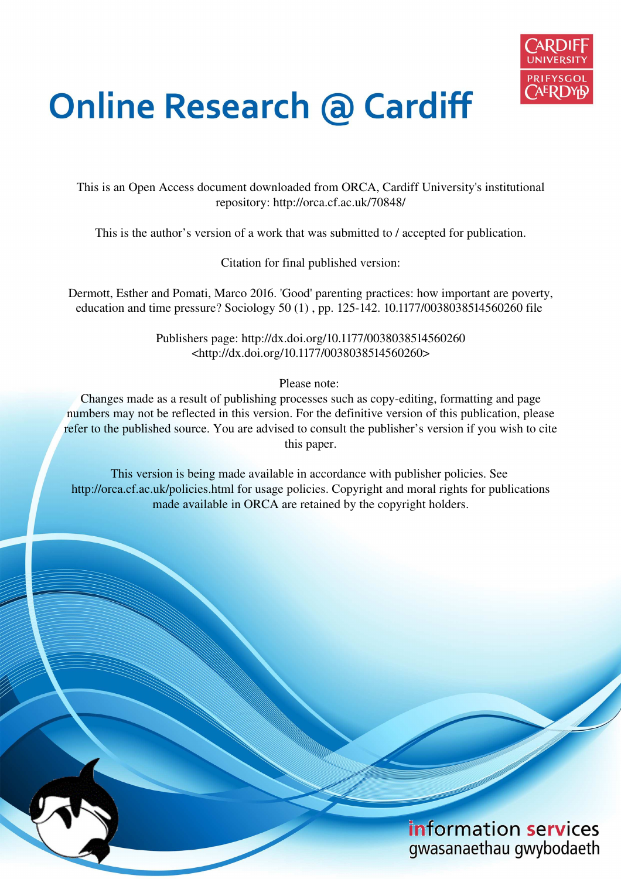# Online Research @ Cardiff

This is an Open Access document downloaded from ORCA, Cardiff University's institutional repository: http://orca.cf.ac.uk/70848/

This is the author's version of a work that was submitted to / accepted for publication.

Citation for final published version:

Dermott, Esther and Pomati, Marco 2016. 'Good' parenting practices: how important are poverty, education and time pressure? Sociology 50 (1) , pp. 125-142. 10.1177/0038038514560260 file

Publishers page: http://dx.doi.org/10.1177/0038038514560260 <http://dx.doi.org/10.1177/0038038514560260>

Please note:
Changes made as a result of publishing processes such as copy-editing, formatting and page numbers may not be reflected in this version. For the definitive version of this publication, please refer to the published source. You are advised to consult the publisher's version if you wish to cite this paper.

This version is being made available in accordance with publisher policies. See http://orca.cf.ac.uk/policies.html for usage policies. Copyright and moral rights for publications made available in ORCA are retained by the copyright holders.

information services
gwasanaethau gwybodaeth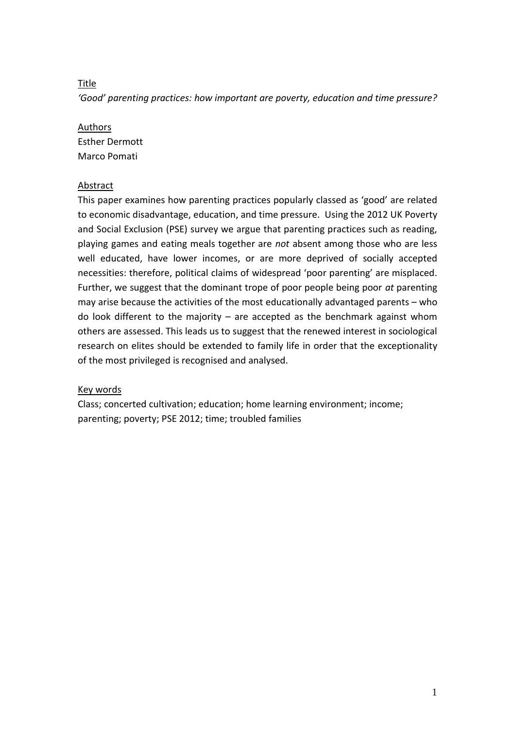Title

*'Good' parenting practices: how important are poverty, education and time pressure?*

Authors

Esther Dermott
Marco Pomati

Abstract

This paper examines how parenting practices popularly classed as 'good' are related to economic disadvantage, education, and time pressure. Using the 2012 UK Poverty and Social Exclusion (PSE) survey we argue that parenting practices such as reading, playing games and eating meals together are *not* absent among those who are less well educated, have lower incomes, or are more deprived of socially accepted necessities: therefore, political claims of widespread 'poor parenting' are misplaced. Further, we suggest that the dominant trope of poor people being poor *at* parenting may arise because the activities of the most educationally advantaged parents – who do look different to the majority – are accepted as the benchmark against whom others are assessed. This leads us to suggest that the renewed interest in sociological research on elites should be extended to family life in order that the exceptionality of the most privileged is recognised and analysed.

Key words

Class; concerted cultivation; education; home learning environment; income; parenting; poverty; PSE 2012; time; troubled families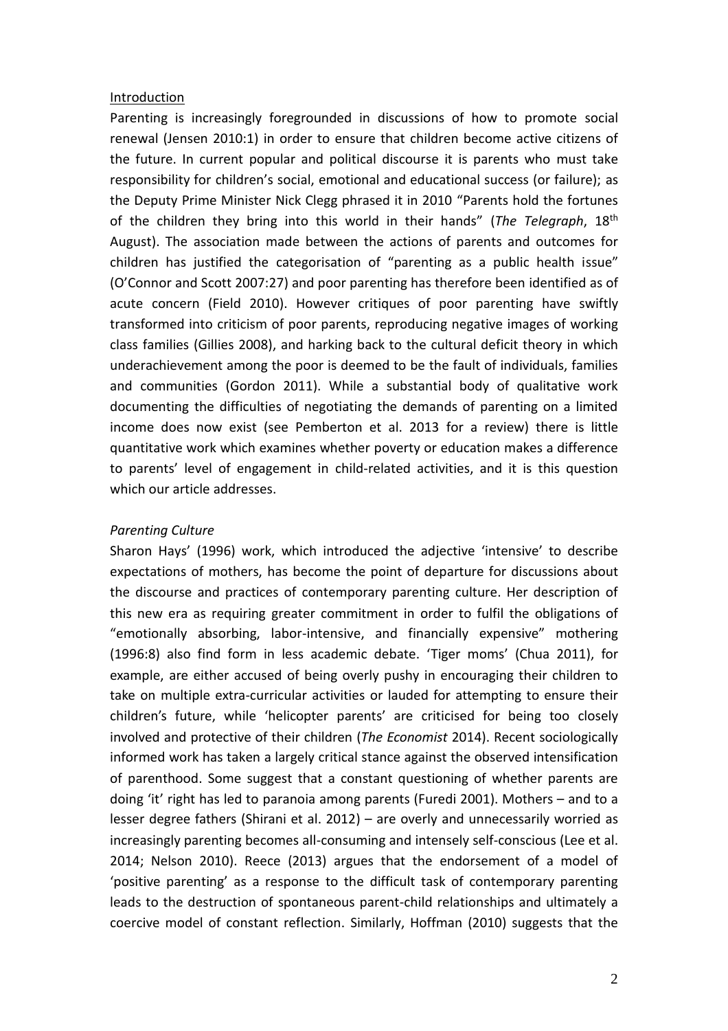Introduction

Parenting is increasingly foregrounded in discussions of how to promote social renewal (Jensen 2010:1) in order to ensure that children become active citizens of the future. In current popular and political discourse it is parents who must take responsibility for children's social, emotional and educational success (or failure); as the Deputy Prime Minister Nick Clegg phrased it in 2010 "Parents hold the fortunes of the children they bring into this world in their hands" (*The Telegraph*, 18th August). The association made between the actions of parents and outcomes for children has justified the categorisation of "parenting as a public health issue" (O'Connor and Scott 2007:27) and poor parenting has therefore been identified as of acute concern (Field 2010). However critiques of poor parenting have swiftly transformed into criticism of poor parents, reproducing negative images of working class families (Gillies 2008), and harking back to the cultural deficit theory in which underachievement among the poor is deemed to be the fault of individuals, families and communities (Gordon 2011). While a substantial body of qualitative work documenting the difficulties of negotiating the demands of parenting on a limited income does now exist (see Pemberton et al. 2013 for a review) there is little quantitative work which examines whether poverty or education makes a difference to parents' level of engagement in child-related activities, and it is this question which our article addresses.

*Parenting Culture*

Sharon Hays' (1996) work, which introduced the adjective 'intensive' to describe expectations of mothers, has become the point of departure for discussions about the discourse and practices of contemporary parenting culture. Her description of this new era as requiring greater commitment in order to fulfil the obligations of "emotionally absorbing, labor-intensive, and financially expensive" mothering (1996:8) also find form in less academic debate. 'Tiger moms' (Chua 2011), for example, are either accused of being overly pushy in encouraging their children to take on multiple extra-curricular activities or lauded for attempting to ensure their children's future, while 'helicopter parents' are criticised for being too closely involved and protective of their children (*The Economist* 2014). Recent sociologically informed work has taken a largely critical stance against the observed intensification of parenthood. Some suggest that a constant questioning of whether parents are doing 'it' right has led to paranoia among parents (Furedi 2001). Mothers – and to a lesser degree fathers (Shirani et al. 2012) – are overly and unnecessarily worried as increasingly parenting becomes all-consuming and intensely self-conscious (Lee et al. 2014; Nelson 2010). Reece (2013) argues that the endorsement of a model of 'positive parenting' as a response to the difficult task of contemporary parenting leads to the destruction of spontaneous parent-child relationships and ultimately a coercive model of constant reflection. Similarly, Hoffman (2010) suggests that the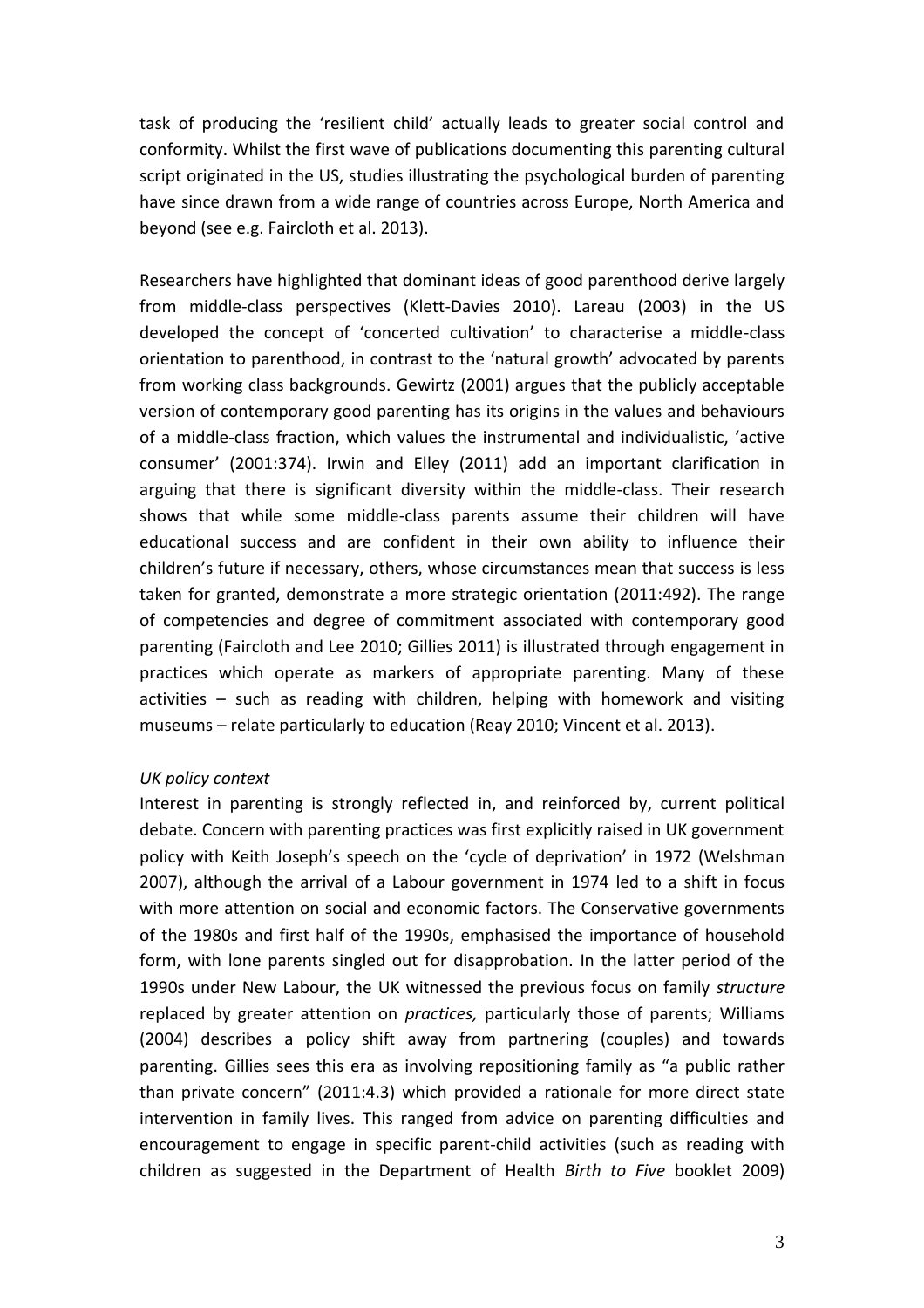task of producing the 'resilient child' actually leads to greater social control and conformity. Whilst the first wave of publications documenting this parenting cultural script originated in the US, studies illustrating the psychological burden of parenting have since drawn from a wide range of countries across Europe, North America and beyond (see e.g. Faircloth et al. 2013).

Researchers have highlighted that dominant ideas of good parenthood derive largely from middle-class perspectives (Klett-Davies 2010). Lareau (2003) in the US developed the concept of 'concerted cultivation' to characterise a middle-class orientation to parenthood, in contrast to the 'natural growth' advocated by parents from working class backgrounds. Gewirtz (2001) argues that the publicly acceptable version of contemporary good parenting has its origins in the values and behaviours of a middle-class fraction, which values the instrumental and individualistic, 'active consumer' (2001:374). Irwin and Elley (2011) add an important clarification in arguing that there is significant diversity within the middle-class. Their research shows that while some middle-class parents assume their children will have educational success and are confident in their own ability to influence their children's future if necessary, others, whose circumstances mean that success is less taken for granted, demonstrate a more strategic orientation (2011:492). The range of competencies and degree of commitment associated with contemporary good parenting (Faircloth and Lee 2010; Gillies 2011) is illustrated through engagement in practices which operate as markers of appropriate parenting. Many of these activities – such as reading with children, helping with homework and visiting museums – relate particularly to education (Reay 2010; Vincent et al. 2013).

*UK policy context*

Interest in parenting is strongly reflected in, and reinforced by, current political debate. Concern with parenting practices was first explicitly raised in UK government policy with Keith Joseph's speech on the 'cycle of deprivation' in 1972 (Welshman 2007), although the arrival of a Labour government in 1974 led to a shift in focus with more attention on social and economic factors. The Conservative governments of the 1980s and first half of the 1990s, emphasised the importance of household form, with lone parents singled out for disapprobation. In the latter period of the 1990s under New Labour, the UK witnessed the previous focus on family *structure* replaced by greater attention on *practices,* particularly those of parents; Williams (2004) describes a policy shift away from partnering (couples) and towards parenting. Gillies sees this era as involving repositioning family as "a public rather than private concern" (2011:4.3) which provided a rationale for more direct state intervention in family lives. This ranged from advice on parenting difficulties and encouragement to engage in specific parent-child activities (such as reading with children as suggested in the Department of Health *Birth to Five* booklet 2009)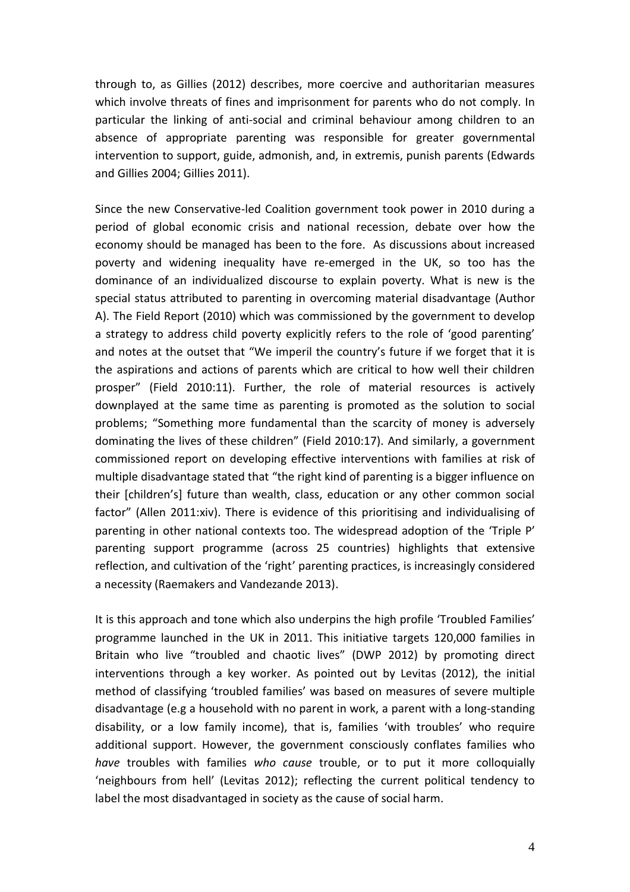through to, as Gillies (2012) describes, more coercive and authoritarian measures which involve threats of fines and imprisonment for parents who do not comply. In particular the linking of anti-social and criminal behaviour among children to an absence of appropriate parenting was responsible for greater governmental intervention to support, guide, admonish, and, in extremis, punish parents (Edwards and Gillies 2004; Gillies 2011).

Since the new Conservative-led Coalition government took power in 2010 during a period of global economic crisis and national recession, debate over how the economy should be managed has been to the fore. As discussions about increased poverty and widening inequality have re-emerged in the UK, so too has the dominance of an individualized discourse to explain poverty. What is new is the special status attributed to parenting in overcoming material disadvantage (Author A). The Field Report (2010) which was commissioned by the government to develop a strategy to address child poverty explicitly refers to the role of 'good parenting' and notes at the outset that "We imperil the country's future if we forget that it is the aspirations and actions of parents which are critical to how well their children prosper" (Field 2010:11). Further, the role of material resources is actively downplayed at the same time as parenting is promoted as the solution to social problems; "Something more fundamental than the scarcity of money is adversely dominating the lives of these children" (Field 2010:17). And similarly, a government commissioned report on developing effective interventions with families at risk of multiple disadvantage stated that "the right kind of parenting is a bigger influence on their [children's] future than wealth, class, education or any other common social factor" (Allen 2011:xiv). There is evidence of this prioritising and individualising of parenting in other national contexts too. The widespread adoption of the 'Triple P' parenting support programme (across 25 countries) highlights that extensive reflection, and cultivation of the 'right' parenting practices, is increasingly considered a necessity (Raemakers and Vandezande 2013).

It is this approach and tone which also underpins the high profile 'Troubled Families' programme launched in the UK in 2011. This initiative targets 120,000 families in Britain who live "troubled and chaotic lives" (DWP 2012) by promoting direct interventions through a key worker. As pointed out by Levitas (2012), the initial method of classifying 'troubled families' was based on measures of severe multiple disadvantage (e.g a household with no parent in work, a parent with a long-standing disability, or a low family income), that is, families 'with troubles' who require additional support. However, the government consciously conflates families who *have* troubles with families *who cause* trouble, or to put it more colloquially 'neighbours from hell' (Levitas 2012); reflecting the current political tendency to label the most disadvantaged in society as the cause of social harm.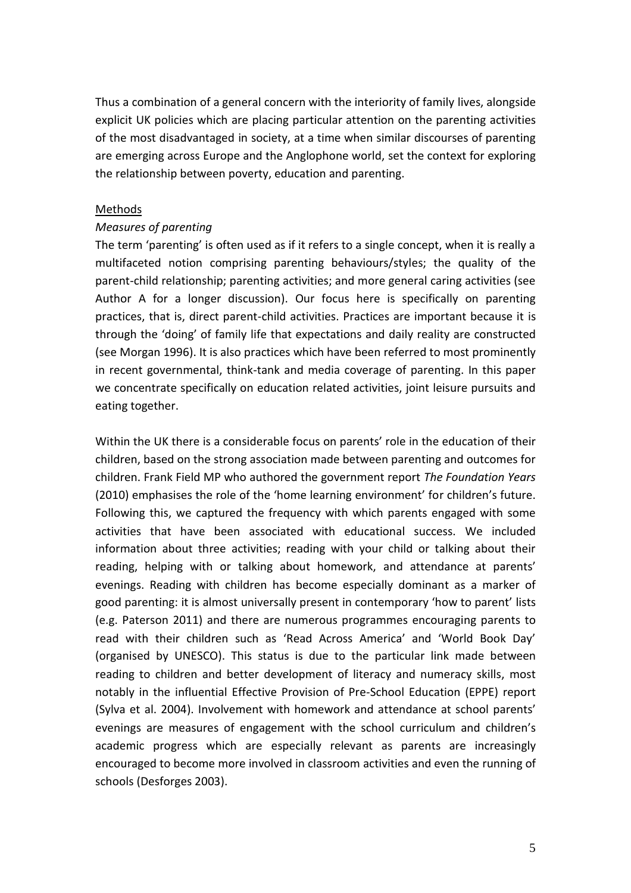Thus a combination of a general concern with the interiority of family lives, alongside explicit UK policies which are placing particular attention on the parenting activities of the most disadvantaged in society, at a time when similar discourses of parenting are emerging across Europe and the Anglophone world, set the context for exploring the relationship between poverty, education and parenting.

## Methods

### *Measures of parenting*

The term 'parenting' is often used as if it refers to a single concept, when it is really a multifaceted notion comprising parenting behaviours/styles; the quality of the parent-child relationship; parenting activities; and more general caring activities (see Author A for a longer discussion). Our focus here is specifically on parenting practices, that is, direct parent-child activities. Practices are important because it is through the 'doing' of family life that expectations and daily reality are constructed (see Morgan 1996). It is also practices which have been referred to most prominently in recent governmental, think-tank and media coverage of parenting. In this paper we concentrate specifically on education related activities, joint leisure pursuits and eating together.

Within the UK there is a considerable focus on parents' role in the education of their children, based on the strong association made between parenting and outcomes for children. Frank Field MP who authored the government report *The Foundation Years* (2010) emphasises the role of the 'home learning environment' for children's future. Following this, we captured the frequency with which parents engaged with some activities that have been associated with educational success. We included information about three activities; reading with your child or talking about their reading, helping with or talking about homework, and attendance at parents' evenings. Reading with children has become especially dominant as a marker of good parenting: it is almost universally present in contemporary 'how to parent' lists (e.g. Paterson 2011) and there are numerous programmes encouraging parents to read with their children such as 'Read Across America' and 'World Book Day' (organised by UNESCO). This status is due to the particular link made between reading to children and better development of literacy and numeracy skills, most notably in the influential Effective Provision of Pre-School Education (EPPE) report (Sylva et al. 2004). Involvement with homework and attendance at school parents' evenings are measures of engagement with the school curriculum and children's academic progress which are especially relevant as parents are increasingly encouraged to become more involved in classroom activities and even the running of schools (Desforges 2003).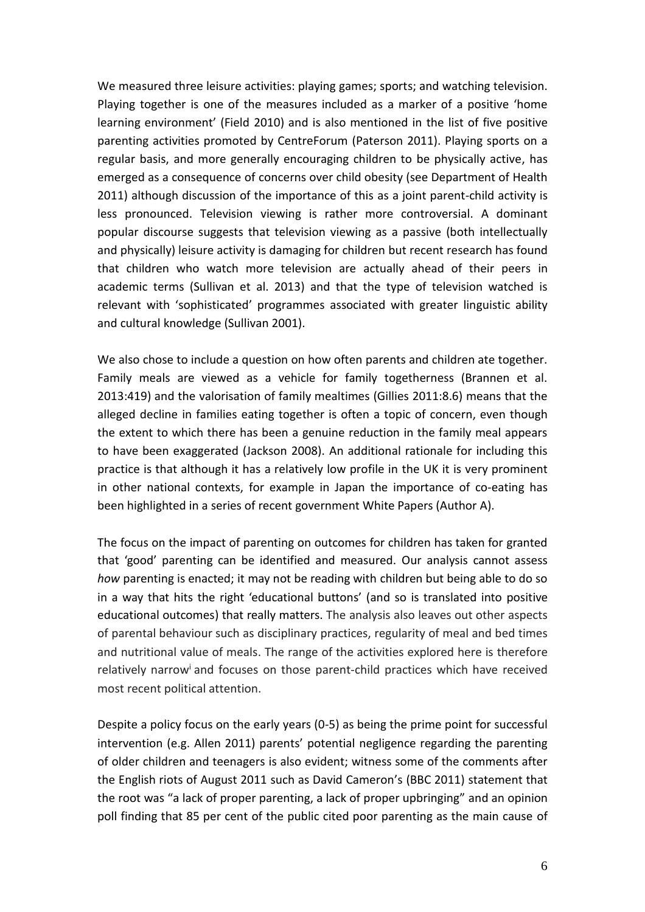We measured three leisure activities: playing games; sports; and watching television. Playing together is one of the measures included as a marker of a positive 'home learning environment' (Field 2010) and is also mentioned in the list of five positive parenting activities promoted by CentreForum (Paterson 2011). Playing sports on a regular basis, and more generally encouraging children to be physically active, has emerged as a consequence of concerns over child obesity (see Department of Health 2011) although discussion of the importance of this as a joint parent-child activity is less pronounced. Television viewing is rather more controversial. A dominant popular discourse suggests that television viewing as a passive (both intellectually and physically) leisure activity is damaging for children but recent research has found that children who watch more television are actually ahead of their peers in academic terms (Sullivan et al. 2013) and that the type of television watched is relevant with 'sophisticated' programmes associated with greater linguistic ability and cultural knowledge (Sullivan 2001).

We also chose to include a question on how often parents and children ate together. Family meals are viewed as a vehicle for family togetherness (Brannen et al. 2013:419) and the valorisation of family mealtimes (Gillies 2011:8.6) means that the alleged decline in families eating together is often a topic of concern, even though the extent to which there has been a genuine reduction in the family meal appears to have been exaggerated (Jackson 2008). An additional rationale for including this practice is that although it has a relatively low profile in the UK it is very prominent in other national contexts, for example in Japan the importance of co-eating has been highlighted in a series of recent government White Papers (Author A).

The focus on the impact of parenting on outcomes for children has taken for granted that 'good' parenting can be identified and measured. Our analysis cannot assess *how* parenting is enacted; it may not be reading with children but being able to do so in a way that hits the right 'educational buttons' (and so is translated into positive educational outcomes) that really matters. The analysis also leaves out other aspects of parental behaviour such as disciplinary practices, regularity of meal and bed times and nutritional value of meals. The range of the activities explored here is therefore relatively narrow[i] and focuses on those parent-child practices which have received most recent political attention.

Despite a policy focus on the early years (0-5) as being the prime point for successful intervention (e.g. Allen 2011) parents' potential negligence regarding the parenting of older children and teenagers is also evident; witness some of the comments after the English riots of August 2011 such as David Cameron's (BBC 2011) statement that the root was "a lack of proper parenting, a lack of proper upbringing" and an opinion poll finding that 85 per cent of the public cited poor parenting as the main cause of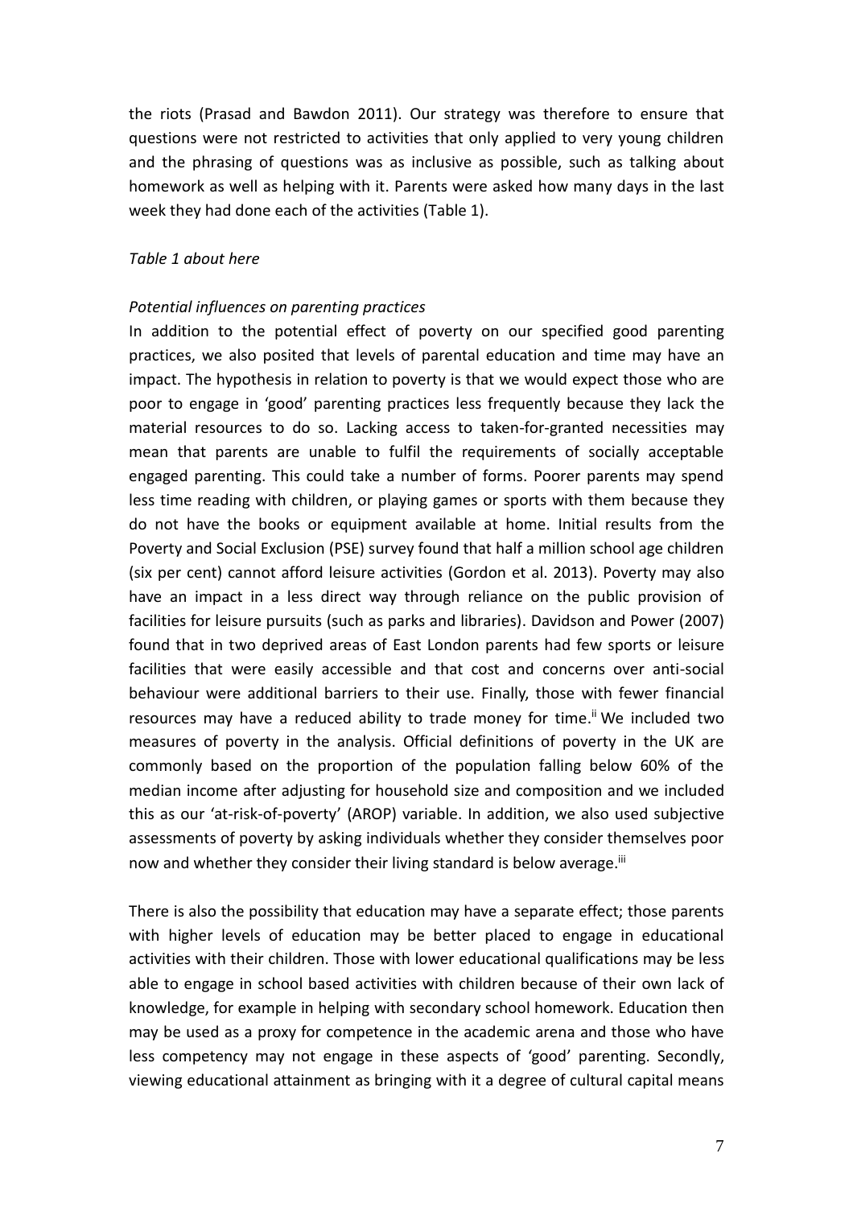the riots (Prasad and Bawdon 2011). Our strategy was therefore to ensure that questions were not restricted to activities that only applied to very young children and the phrasing of questions was as inclusive as possible, such as talking about homework as well as helping with it. Parents were asked how many days in the last week they had done each of the activities (Table 1).

*Table 1 about here*

*Potential influences on parenting practices*

In addition to the potential effect of poverty on our specified good parenting practices, we also posited that levels of parental education and time may have an impact. The hypothesis in relation to poverty is that we would expect those who are poor to engage in 'good' parenting practices less frequently because they lack the material resources to do so. Lacking access to taken-for-granted necessities may mean that parents are unable to fulfil the requirements of socially acceptable engaged parenting. This could take a number of forms. Poorer parents may spend less time reading with children, or playing games or sports with them because they do not have the books or equipment available at home. Initial results from the Poverty and Social Exclusion (PSE) survey found that half a million school age children (six per cent) cannot afford leisure activities (Gordon et al. 2013). Poverty may also have an impact in a less direct way through reliance on the public provision of facilities for leisure pursuits (such as parks and libraries). Davidson and Power (2007) found that in two deprived areas of East London parents had few sports or leisure facilities that were easily accessible and that cost and concerns over anti-social behaviour were additional barriers to their use. Finally, those with fewer financial resources may have a reduced ability to trade money for time.[ii] We included two measures of poverty in the analysis. Official definitions of poverty in the UK are commonly based on the proportion of the population falling below 60% of the median income after adjusting for household size and composition and we included this as our 'at-risk-of-poverty' (AROP) variable. In addition, we also used subjective assessments of poverty by asking individuals whether they consider themselves poor now and whether they consider their living standard is below average.[iii]

There is also the possibility that education may have a separate effect; those parents with higher levels of education may be better placed to engage in educational activities with their children. Those with lower educational qualifications may be less able to engage in school based activities with children because of their own lack of knowledge, for example in helping with secondary school homework. Education then may be used as a proxy for competence in the academic arena and those who have less competency may not engage in these aspects of 'good' parenting. Secondly, viewing educational attainment as bringing with it a degree of cultural capital means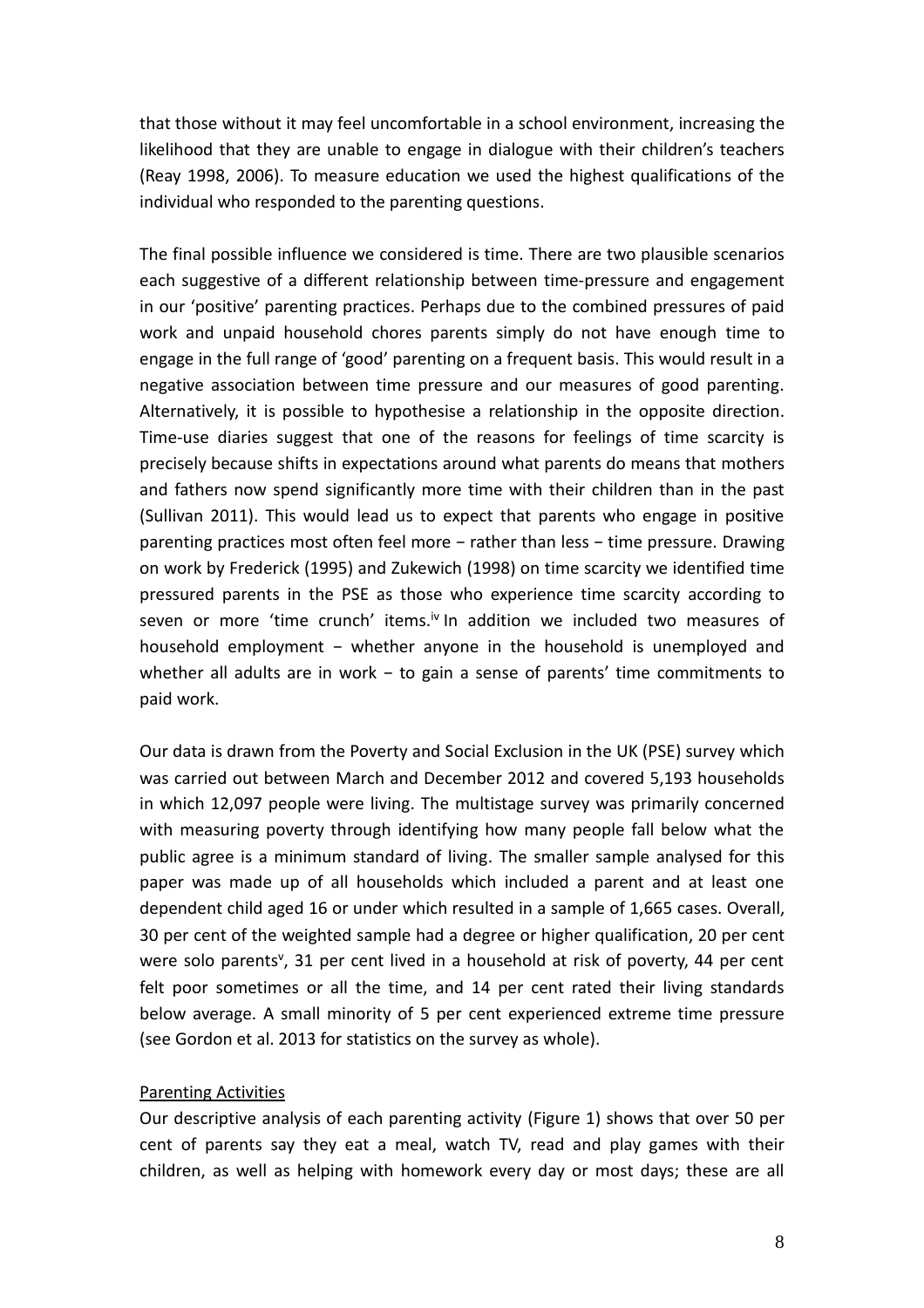that those without it may feel uncomfortable in a school environment, increasing the likelihood that they are unable to engage in dialogue with their children's teachers (Reay 1998, 2006). To measure education we used the highest qualifications of the individual who responded to the parenting questions.

The final possible influence we considered is time. There are two plausible scenarios each suggestive of a different relationship between time-pressure and engagement in our 'positive' parenting practices. Perhaps due to the combined pressures of paid work and unpaid household chores parents simply do not have enough time to engage in the full range of 'good' parenting on a frequent basis. This would result in a negative association between time pressure and our measures of good parenting. Alternatively, it is possible to hypothesise a relationship in the opposite direction. Time-use diaries suggest that one of the reasons for feelings of time scarcity is precisely because shifts in expectations around what parents do means that mothers and fathers now spend significantly more time with their children than in the past (Sullivan 2011). This would lead us to expect that parents who engage in positive parenting practices most often feel more − rather than less − time pressure. Drawing on work by Frederick (1995) and Zukewich (1998) on time scarcity we identified time pressured parents in the PSE as those who experience time scarcity according to seven or more 'time crunch' items.[iv] In addition we included two measures of household employment − whether anyone in the household is unemployed and whether all adults are in work − to gain a sense of parents' time commitments to paid work.

Our data is drawn from the Poverty and Social Exclusion in the UK (PSE) survey which was carried out between March and December 2012 and covered 5,193 households in which 12,097 people were living. The multistage survey was primarily concerned with measuring poverty through identifying how many people fall below what the public agree is a minimum standard of living. The smaller sample analysed for this paper was made up of all households which included a parent and at least one dependent child aged 16 or under which resulted in a sample of 1,665 cases. Overall, 30 per cent of the weighted sample had a degree or higher qualification, 20 per cent were solo parents[v], 31 per cent lived in a household at risk of poverty, 44 per cent felt poor sometimes or all the time, and 14 per cent rated their living standards below average. A small minority of 5 per cent experienced extreme time pressure (see Gordon et al. 2013 for statistics on the survey as whole).

<u>Parenting Activities</u>

Our descriptive analysis of each parenting activity (Figure 1) shows that over 50 per cent of parents say they eat a meal, watch TV, read and play games with their children, as well as helping with homework every day or most days; these are all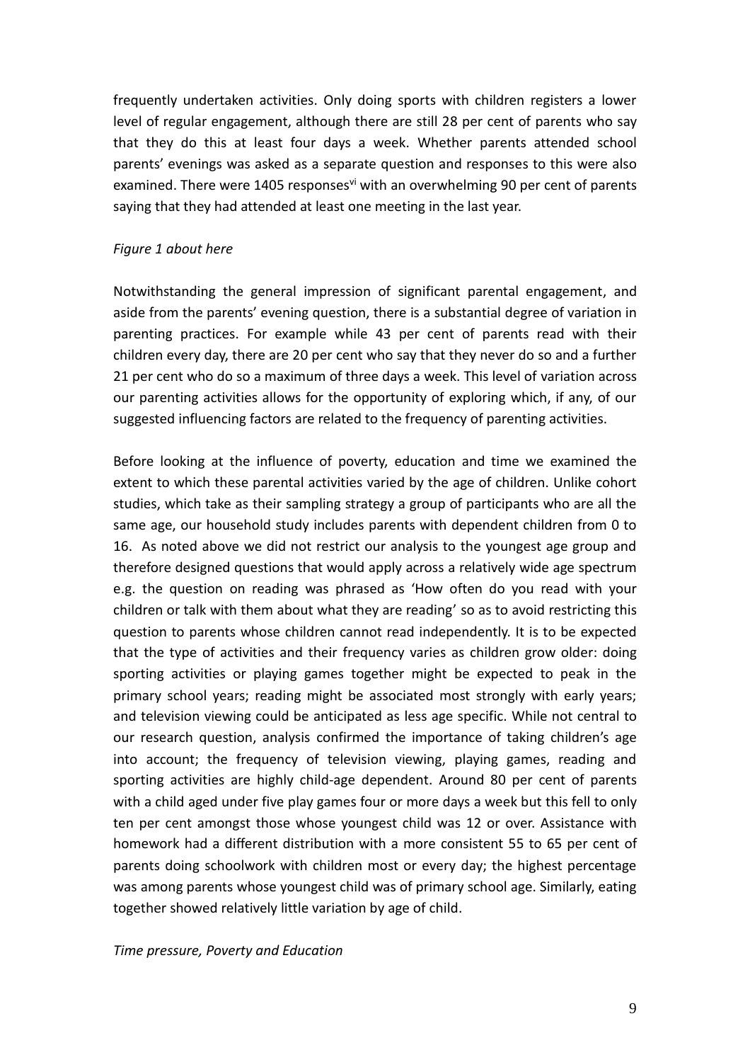frequently undertaken activities. Only doing sports with children registers a lower level of regular engagement, although there are still 28 per cent of parents who say that they do this at least four days a week. Whether parents attended school parents' evenings was asked as a separate question and responses to this were also examined. There were 1405 responses[vi] with an overwhelming 90 per cent of parents saying that they had attended at least one meeting in the last year.

*Figure 1 about here*

Notwithstanding the general impression of significant parental engagement, and aside from the parents' evening question, there is a substantial degree of variation in parenting practices. For example while 43 per cent of parents read with their children every day, there are 20 per cent who say that they never do so and a further 21 per cent who do so a maximum of three days a week. This level of variation across our parenting activities allows for the opportunity of exploring which, if any, of our suggested influencing factors are related to the frequency of parenting activities.

Before looking at the influence of poverty, education and time we examined the extent to which these parental activities varied by the age of children. Unlike cohort studies, which take as their sampling strategy a group of participants who are all the same age, our household study includes parents with dependent children from 0 to 16. As noted above we did not restrict our analysis to the youngest age group and therefore designed questions that would apply across a relatively wide age spectrum e.g. the question on reading was phrased as 'How often do you read with your children or talk with them about what they are reading' so as to avoid restricting this question to parents whose children cannot read independently. It is to be expected that the type of activities and their frequency varies as children grow older: doing sporting activities or playing games together might be expected to peak in the primary school years; reading might be associated most strongly with early years; and television viewing could be anticipated as less age specific. While not central to our research question, analysis confirmed the importance of taking children's age into account; the frequency of television viewing, playing games, reading and sporting activities are highly child-age dependent. Around 80 per cent of parents with a child aged under five play games four or more days a week but this fell to only ten per cent amongst those whose youngest child was 12 or over. Assistance with homework had a different distribution with a more consistent 55 to 65 per cent of parents doing schoolwork with children most or every day; the highest percentage was among parents whose youngest child was of primary school age. Similarly, eating together showed relatively little variation by age of child.

*Time pressure, Poverty and Education*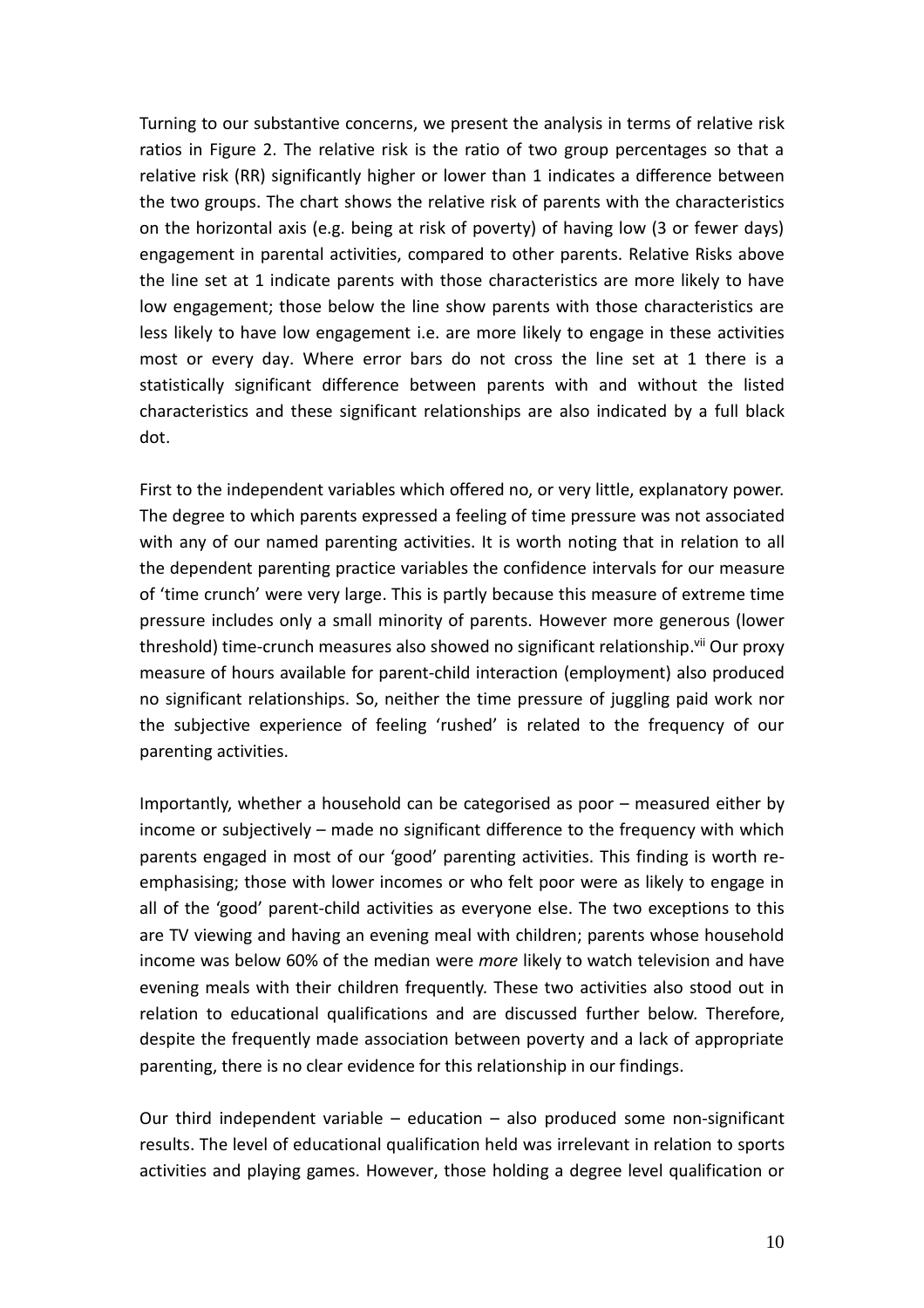Turning to our substantive concerns, we present the analysis in terms of relative risk ratios in Figure 2. The relative risk is the ratio of two group percentages so that a relative risk (RR) significantly higher or lower than 1 indicates a difference between the two groups. The chart shows the relative risk of parents with the characteristics on the horizontal axis (e.g. being at risk of poverty) of having low (3 or fewer days) engagement in parental activities, compared to other parents. Relative Risks above the line set at 1 indicate parents with those characteristics are more likely to have low engagement; those below the line show parents with those characteristics are less likely to have low engagement i.e. are more likely to engage in these activities most or every day. Where error bars do not cross the line set at 1 there is a statistically significant difference between parents with and without the listed characteristics and these significant relationships are also indicated by a full black dot.

First to the independent variables which offered no, or very little, explanatory power. The degree to which parents expressed a feeling of time pressure was not associated with any of our named parenting activities. It is worth noting that in relation to all the dependent parenting practice variables the confidence intervals for our measure of 'time crunch' were very large. This is partly because this measure of extreme time pressure includes only a small minority of parents. However more generous (lower threshold) time-crunch measures also showed no significant relationship.[vii] Our proxy measure of hours available for parent-child interaction (employment) also produced no significant relationships. So, neither the time pressure of juggling paid work nor the subjective experience of feeling 'rushed' is related to the frequency of our parenting activities.

Importantly, whether a household can be categorised as poor – measured either by income or subjectively – made no significant difference to the frequency with which parents engaged in most of our 'good' parenting activities. This finding is worth re-emphasising; those with lower incomes or who felt poor were as likely to engage in all of the 'good' parent-child activities as everyone else. The two exceptions to this are TV viewing and having an evening meal with children; parents whose household income was below 60% of the median were *more* likely to watch television and have evening meals with their children frequently. These two activities also stood out in relation to educational qualifications and are discussed further below. Therefore, despite the frequently made association between poverty and a lack of appropriate parenting, there is no clear evidence for this relationship in our findings.

Our third independent variable – education – also produced some non-significant results. The level of educational qualification held was irrelevant in relation to sports activities and playing games. However, those holding a degree level qualification or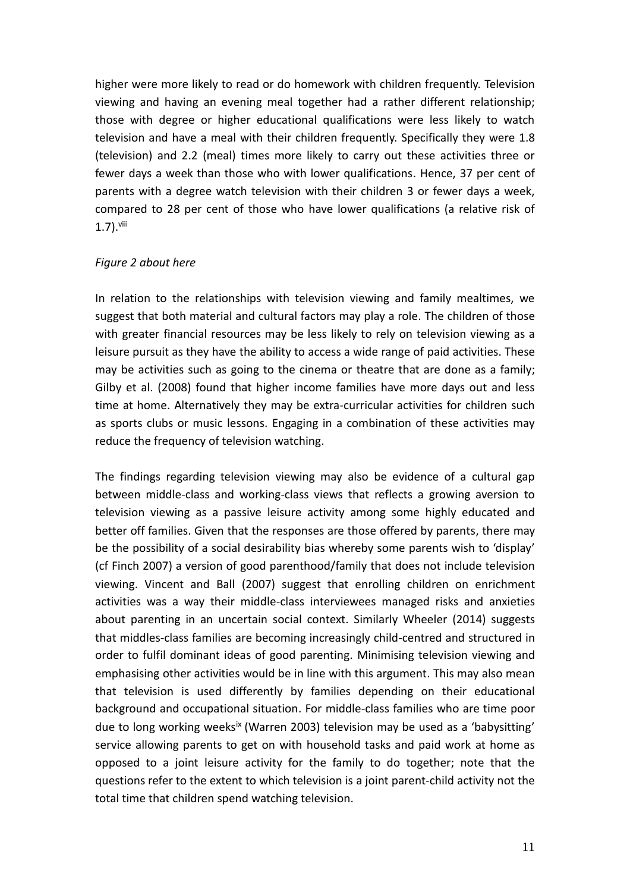higher were more likely to read or do homework with children frequently. Television viewing and having an evening meal together had a rather different relationship; those with degree or higher educational qualifications were less likely to watch television and have a meal with their children frequently. Specifically they were 1.8 (television) and 2.2 (meal) times more likely to carry out these activities three or fewer days a week than those who with lower qualifications. Hence, 37 per cent of parents with a degree watch television with their children 3 or fewer days a week, compared to 28 per cent of those who have lower qualifications (a relative risk of 1.7).[viii]

*Figure 2 about here*

In relation to the relationships with television viewing and family mealtimes, we suggest that both material and cultural factors may play a role. The children of those with greater financial resources may be less likely to rely on television viewing as a leisure pursuit as they have the ability to access a wide range of paid activities. These may be activities such as going to the cinema or theatre that are done as a family; Gilby et al. (2008) found that higher income families have more days out and less time at home. Alternatively they may be extra-curricular activities for children such as sports clubs or music lessons. Engaging in a combination of these activities may reduce the frequency of television watching.

The findings regarding television viewing may also be evidence of a cultural gap between middle-class and working-class views that reflects a growing aversion to television viewing as a passive leisure activity among some highly educated and better off families. Given that the responses are those offered by parents, there may be the possibility of a social desirability bias whereby some parents wish to 'display' (cf Finch 2007) a version of good parenthood/family that does not include television viewing. Vincent and Ball (2007) suggest that enrolling children on enrichment activities was a way their middle-class interviewees managed risks and anxieties about parenting in an uncertain social context. Similarly Wheeler (2014) suggests that middles-class families are becoming increasingly child-centred and structured in order to fulfil dominant ideas of good parenting. Minimising television viewing and emphasising other activities would be in line with this argument. This may also mean that television is used differently by families depending on their educational background and occupational situation. For middle-class families who are time poor due to long working weeks[ix] (Warren 2003) television may be used as a 'babysitting' service allowing parents to get on with household tasks and paid work at home as opposed to a joint leisure activity for the family to do together; note that the questions refer to the extent to which television is a joint parent-child activity not the total time that children spend watching television.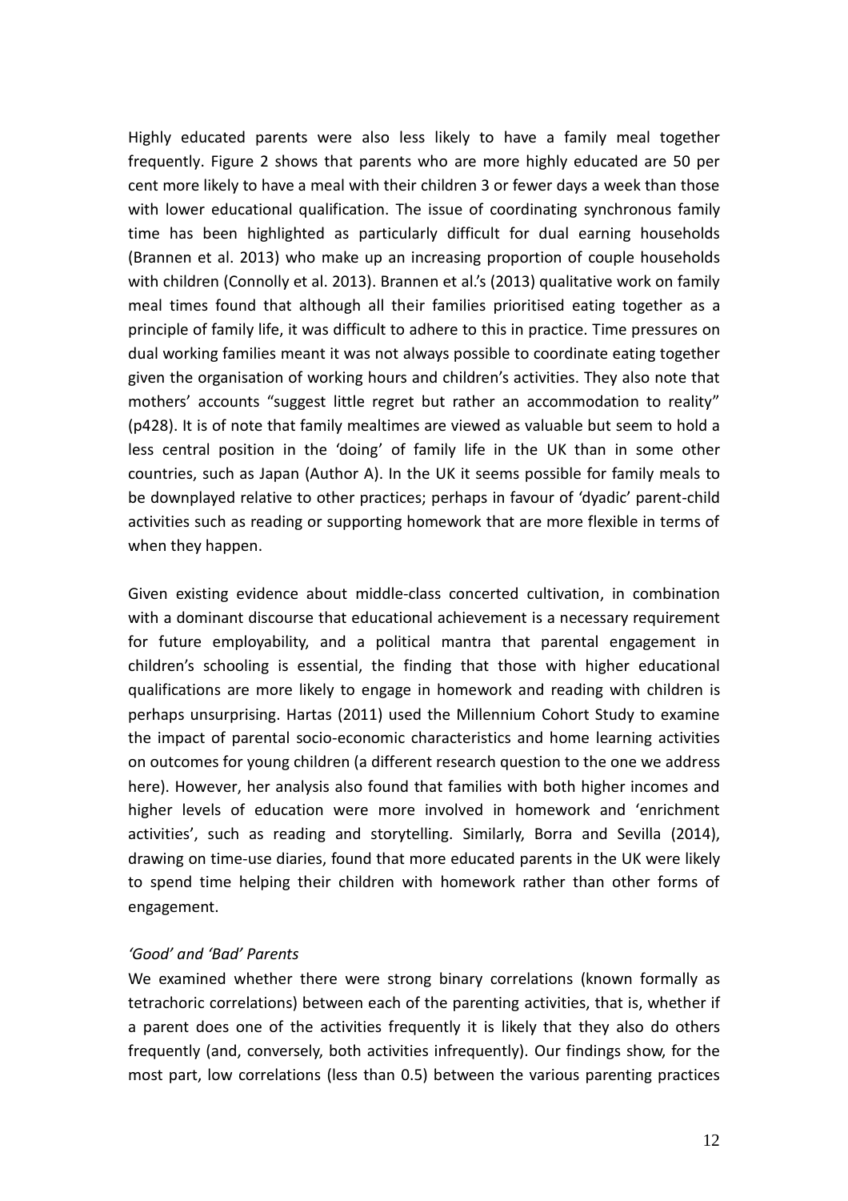Highly educated parents were also less likely to have a family meal together frequently. Figure 2 shows that parents who are more highly educated are 50 per cent more likely to have a meal with their children 3 or fewer days a week than those with lower educational qualification. The issue of coordinating synchronous family time has been highlighted as particularly difficult for dual earning households (Brannen et al. 2013) who make up an increasing proportion of couple households with children (Connolly et al. 2013). Brannen et al.'s (2013) qualitative work on family meal times found that although all their families prioritised eating together as a principle of family life, it was difficult to adhere to this in practice. Time pressures on dual working families meant it was not always possible to coordinate eating together given the organisation of working hours and children's activities. They also note that mothers' accounts "suggest little regret but rather an accommodation to reality" (p428). It is of note that family mealtimes are viewed as valuable but seem to hold a less central position in the 'doing' of family life in the UK than in some other countries, such as Japan (Author A). In the UK it seems possible for family meals to be downplayed relative to other practices; perhaps in favour of 'dyadic' parent-child activities such as reading or supporting homework that are more flexible in terms of when they happen.

Given existing evidence about middle-class concerted cultivation, in combination with a dominant discourse that educational achievement is a necessary requirement for future employability, and a political mantra that parental engagement in children's schooling is essential, the finding that those with higher educational qualifications are more likely to engage in homework and reading with children is perhaps unsurprising. Hartas (2011) used the Millennium Cohort Study to examine the impact of parental socio-economic characteristics and home learning activities on outcomes for young children (a different research question to the one we address here). However, her analysis also found that families with both higher incomes and higher levels of education were more involved in homework and 'enrichment activities', such as reading and storytelling. Similarly, Borra and Sevilla (2014), drawing on time-use diaries, found that more educated parents in the UK were likely to spend time helping their children with homework rather than other forms of engagement.

*'Good' and 'Bad' Parents*

We examined whether there were strong binary correlations (known formally as tetrachoric correlations) between each of the parenting activities, that is, whether if a parent does one of the activities frequently it is likely that they also do others frequently (and, conversely, both activities infrequently). Our findings show, for the most part, low correlations (less than 0.5) between the various parenting practices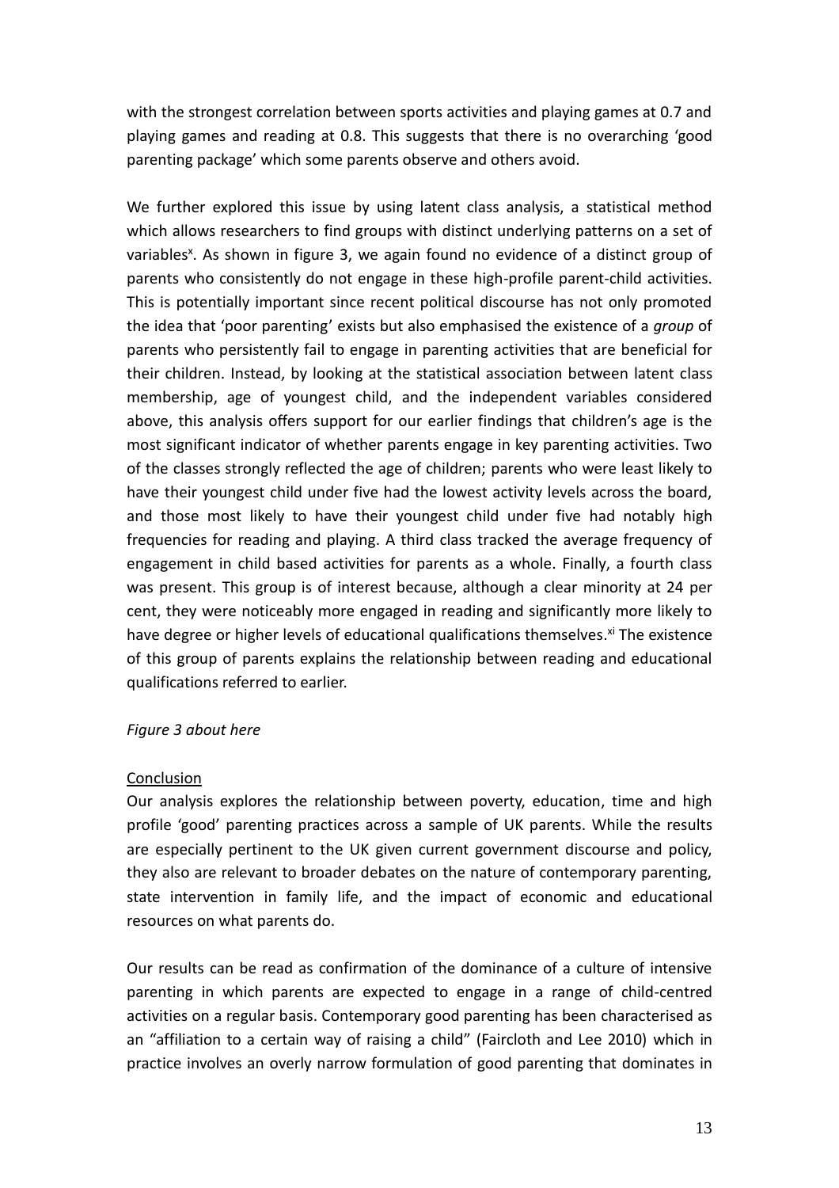with the strongest correlation between sports activities and playing games at 0.7 and playing games and reading at 0.8. This suggests that there is no overarching 'good parenting package' which some parents observe and others avoid.

We further explored this issue by using latent class analysis, a statistical method which allows researchers to find groups with distinct underlying patterns on a set of variables[x]. As shown in figure 3, we again found no evidence of a distinct group of parents who consistently do not engage in these high-profile parent-child activities. This is potentially important since recent political discourse has not only promoted the idea that 'poor parenting' exists but also emphasised the existence of a *group* of parents who persistently fail to engage in parenting activities that are beneficial for their children. Instead, by looking at the statistical association between latent class membership, age of youngest child, and the independent variables considered above, this analysis offers support for our earlier findings that children's age is the most significant indicator of whether parents engage in key parenting activities. Two of the classes strongly reflected the age of children; parents who were least likely to have their youngest child under five had the lowest activity levels across the board, and those most likely to have their youngest child under five had notably high frequencies for reading and playing. A third class tracked the average frequency of engagement in child based activities for parents as a whole. Finally, a fourth class was present. This group is of interest because, although a clear minority at 24 per cent, they were noticeably more engaged in reading and significantly more likely to have degree or higher levels of educational qualifications themselves.[xi] The existence of this group of parents explains the relationship between reading and educational qualifications referred to earlier.

*Figure 3 about here*

## Conclusion

Our analysis explores the relationship between poverty, education, time and high profile 'good' parenting practices across a sample of UK parents. While the results are especially pertinent to the UK given current government discourse and policy, they also are relevant to broader debates on the nature of contemporary parenting, state intervention in family life, and the impact of economic and educational resources on what parents do.

Our results can be read as confirmation of the dominance of a culture of intensive parenting in which parents are expected to engage in a range of child-centred activities on a regular basis. Contemporary good parenting has been characterised as an "affiliation to a certain way of raising a child" (Faircloth and Lee 2010) which in practice involves an overly narrow formulation of good parenting that dominates in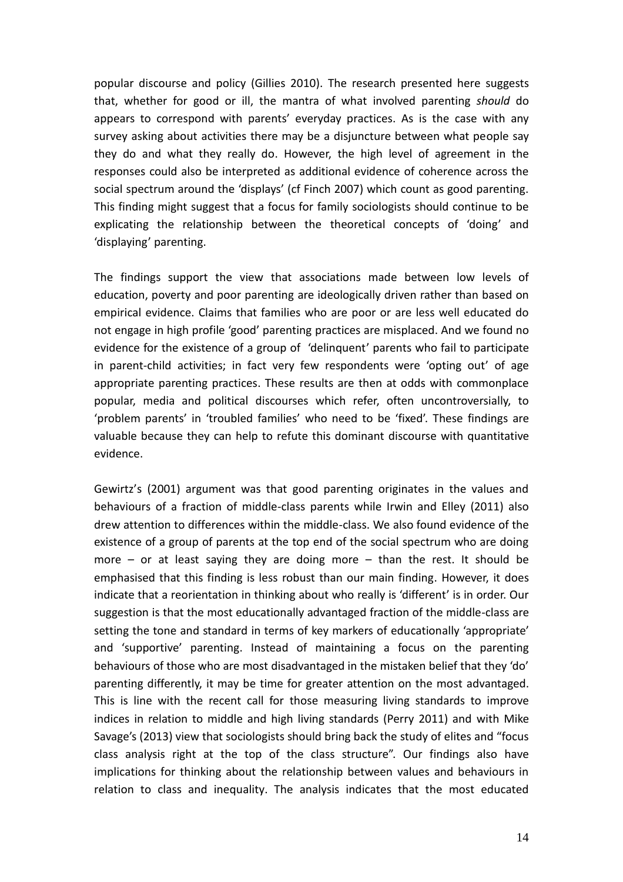popular discourse and policy (Gillies 2010). The research presented here suggests that, whether for good or ill, the mantra of what involved parenting *should* do appears to correspond with parents' everyday practices. As is the case with any survey asking about activities there may be a disjuncture between what people say they do and what they really do. However, the high level of agreement in the responses could also be interpreted as additional evidence of coherence across the social spectrum around the 'displays' (cf Finch 2007) which count as good parenting. This finding might suggest that a focus for family sociologists should continue to be explicating the relationship between the theoretical concepts of 'doing' and 'displaying' parenting.

The findings support the view that associations made between low levels of education, poverty and poor parenting are ideologically driven rather than based on empirical evidence. Claims that families who are poor or are less well educated do not engage in high profile 'good' parenting practices are misplaced. And we found no evidence for the existence of a group of 'delinquent' parents who fail to participate in parent-child activities; in fact very few respondents were 'opting out' of age appropriate parenting practices. These results are then at odds with commonplace popular, media and political discourses which refer, often uncontroversially, to 'problem parents' in 'troubled families' who need to be 'fixed'. These findings are valuable because they can help to refute this dominant discourse with quantitative evidence.

Gewirtz's (2001) argument was that good parenting originates in the values and behaviours of a fraction of middle-class parents while Irwin and Elley (2011) also drew attention to differences within the middle-class. We also found evidence of the existence of a group of parents at the top end of the social spectrum who are doing more – or at least saying they are doing more – than the rest. It should be emphasised that this finding is less robust than our main finding. However, it does indicate that a reorientation in thinking about who really is 'different' is in order. Our suggestion is that the most educationally advantaged fraction of the middle-class are setting the tone and standard in terms of key markers of educationally 'appropriate' and 'supportive' parenting. Instead of maintaining a focus on the parenting behaviours of those who are most disadvantaged in the mistaken belief that they 'do' parenting differently, it may be time for greater attention on the most advantaged. This is line with the recent call for those measuring living standards to improve indices in relation to middle and high living standards (Perry 2011) and with Mike Savage's (2013) view that sociologists should bring back the study of elites and "focus class analysis right at the top of the class structure". Our findings also have implications for thinking about the relationship between values and behaviours in relation to class and inequality. The analysis indicates that the most educated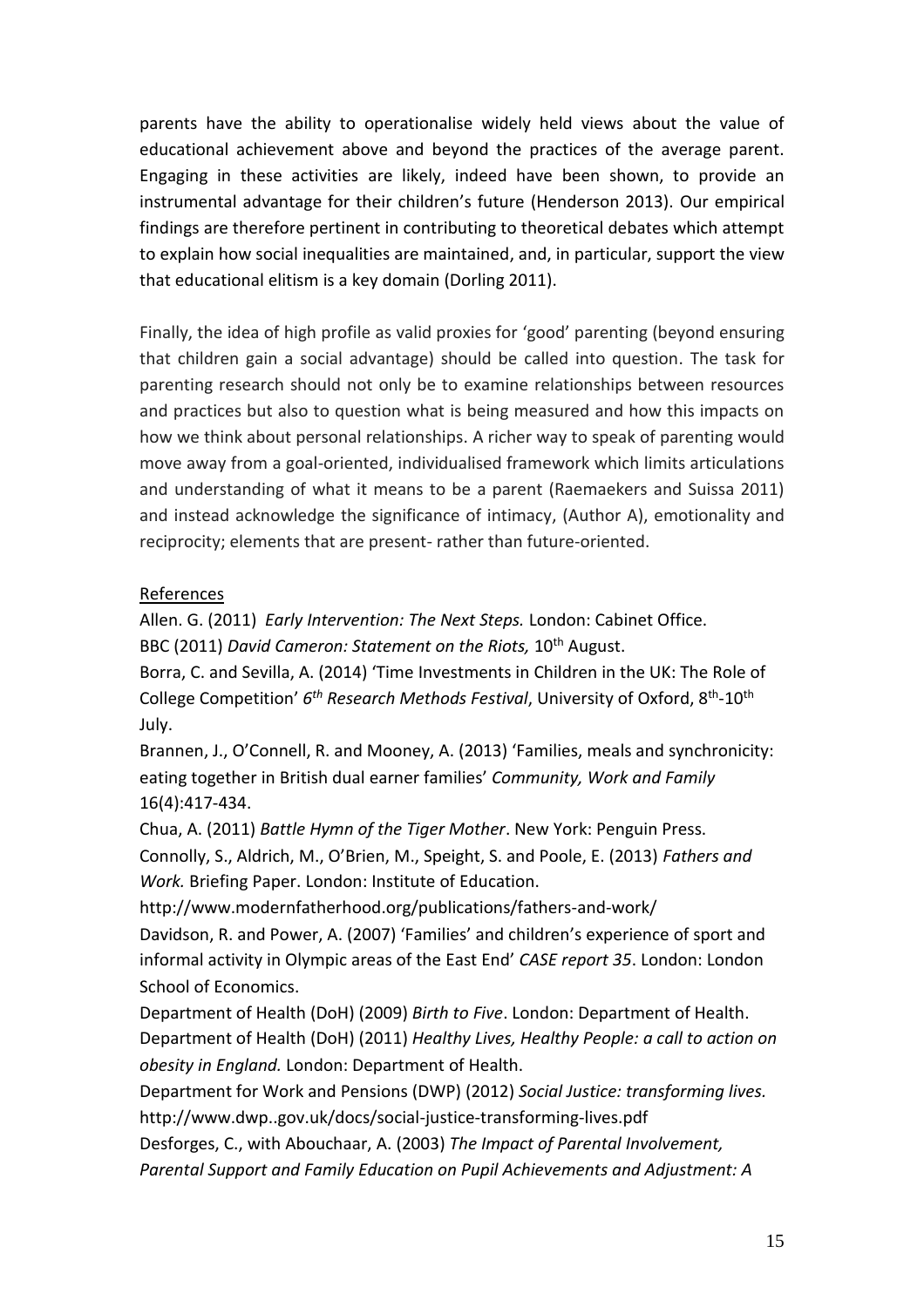parents have the ability to operationalise widely held views about the value of educational achievement above and beyond the practices of the average parent. Engaging in these activities are likely, indeed have been shown, to provide an instrumental advantage for their children's future (Henderson 2013). Our empirical findings are therefore pertinent in contributing to theoretical debates which attempt to explain how social inequalities are maintained, and, in particular, support the view that educational elitism is a key domain (Dorling 2011).

Finally, the idea of high profile as valid proxies for 'good' parenting (beyond ensuring that children gain a social advantage) should be called into question. The task for parenting research should not only be to examine relationships between resources and practices but also to question what is being measured and how this impacts on how we think about personal relationships. A richer way to speak of parenting would move away from a goal-oriented, individualised framework which limits articulations and understanding of what it means to be a parent (Raemaekers and Suissa 2011) and instead acknowledge the significance of intimacy, (Author A), emotionality and reciprocity; elements that are present- rather than future-oriented.

## References

Allen. G. (2011) *Early Intervention: The Next Steps.* London: Cabinet Office.

BBC (2011) *David Cameron: Statement on the Riots,* 10th August.

Borra, C. and Sevilla, A. (2014) 'Time Investments in Children in the UK: The Role of College Competition' *6th Research Methods Festival*, University of Oxford, 8th-10th July.

Brannen, J., O'Connell, R. and Mooney, A. (2013) 'Families, meals and synchronicity: eating together in British dual earner families' *Community, Work and Family* 16(4):417-434.

Chua, A. (2011) *Battle Hymn of the Tiger Mother*. New York: Penguin Press.

Connolly, S., Aldrich, M., O'Brien, M., Speight, S. and Poole, E. (2013) *Fathers and Work.* Briefing Paper. London: Institute of Education. http://www.modernfatherhood.org/publications/fathers-and-work/

Davidson, R. and Power, A. (2007) 'Families' and children's experience of sport and informal activity in Olympic areas of the East End' *CASE report 35*. London: London School of Economics.

Department of Health (DoH) (2009) *Birth to Five*. London: Department of Health.

Department of Health (DoH) (2011) *Healthy Lives, Healthy People: a call to action on obesity in England.* London: Department of Health.

Department for Work and Pensions (DWP) (2012) *Social Justice: transforming lives.* http://www.dwp..gov.uk/docs/social-justice-transforming-lives.pdf

Desforges, C., with Abouchaar, A. (2003) *The Impact of Parental Involvement, Parental Support and Family Education on Pupil Achievements and Adjustment: A*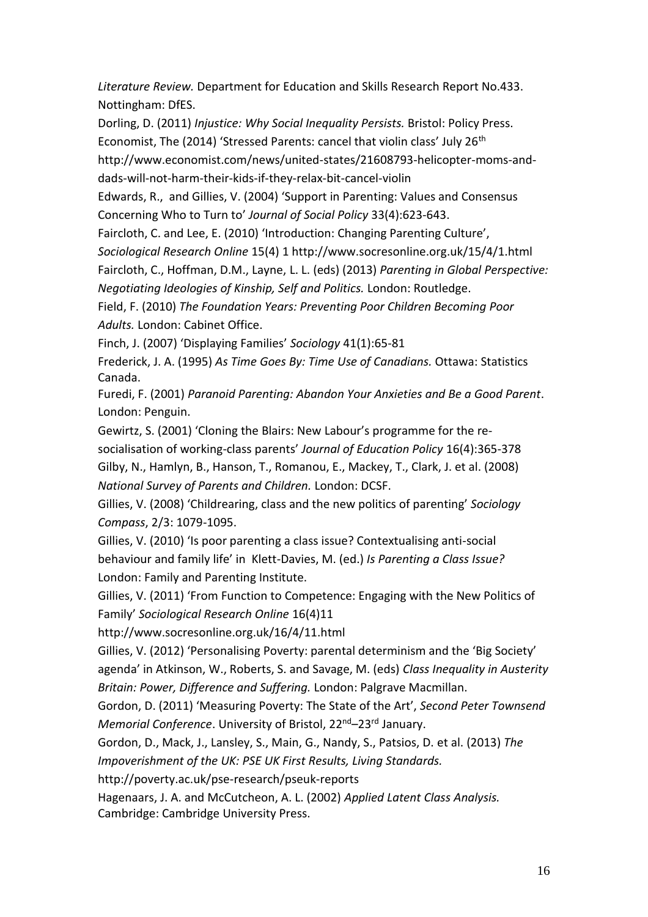*Literature Review.* Department for Education and Skills Research Report No.433. Nottingham: DfES.

Dorling, D. (2011) *Injustice: Why Social Inequality Persists.* Bristol: Policy Press.

Economist, The (2014) 'Stressed Parents: cancel that violin class' July 26th http://www.economist.com/news/united-states/21608793-helicopter-moms-and-dads-will-not-harm-their-kids-if-they-relax-bit-cancel-violin

Edwards, R., and Gillies, V. (2004) 'Support in Parenting: Values and Consensus Concerning Who to Turn to' *Journal of Social Policy* 33(4):623-643.

Faircloth, C. and Lee, E. (2010) 'Introduction: Changing Parenting Culture', *Sociological Research Online* 15(4) 1 http://www.socresonline.org.uk/15/4/1.html

Faircloth, C., Hoffman, D.M., Layne, L. L. (eds) (2013) *Parenting in Global Perspective: Negotiating Ideologies of Kinship, Self and Politics.* London: Routledge.

Field, F. (2010) *The Foundation Years: Preventing Poor Children Becoming Poor Adults.* London: Cabinet Office.

Finch, J. (2007) 'Displaying Families' *Sociology* 41(1):65-81

Frederick, J. A. (1995) *As Time Goes By: Time Use of Canadians.* Ottawa: Statistics Canada.

Furedi, F. (2001) *Paranoid Parenting: Abandon Your Anxieties and Be a Good Parent*. London: Penguin.

Gewirtz, S. (2001) 'Cloning the Blairs: New Labour's programme for the re-socialisation of working-class parents' *Journal of Education Policy* 16(4):365-378

Gilby, N., Hamlyn, B., Hanson, T., Romanou, E., Mackey, T., Clark, J. et al. (2008) *National Survey of Parents and Children.* London: DCSF.

Gillies, V. (2008) 'Childrearing, class and the new politics of parenting' *Sociology Compass*, 2/3: 1079-1095.

Gillies, V. (2010) 'Is poor parenting a class issue? Contextualising anti-social behaviour and family life' in Klett-Davies, M. (ed.) *Is Parenting a Class Issue?* London: Family and Parenting Institute.

Gillies, V. (2011) 'From Function to Competence: Engaging with the New Politics of Family' *Sociological Research Online* 16(4)11 http://www.socresonline.org.uk/16/4/11.html

Gillies, V. (2012) 'Personalising Poverty: parental determinism and the 'Big Society' agenda' in Atkinson, W., Roberts, S. and Savage, M. (eds) *Class Inequality in Austerity Britain: Power, Difference and Suffering.* London: Palgrave Macmillan.

Gordon, D. (2011) 'Measuring Poverty: The State of the Art', *Second Peter Townsend Memorial Conference*. University of Bristol, 22nd–23rd January.

Gordon, D., Mack, J., Lansley, S., Main, G., Nandy, S., Patsios, D. et al. (2013) *The Impoverishment of the UK: PSE UK First Results, Living Standards.* http://poverty.ac.uk/pse-research/pseuk-reports

Hagenaars, J. A. and McCutcheon, A. L. (2002) *Applied Latent Class Analysis.* Cambridge: Cambridge University Press.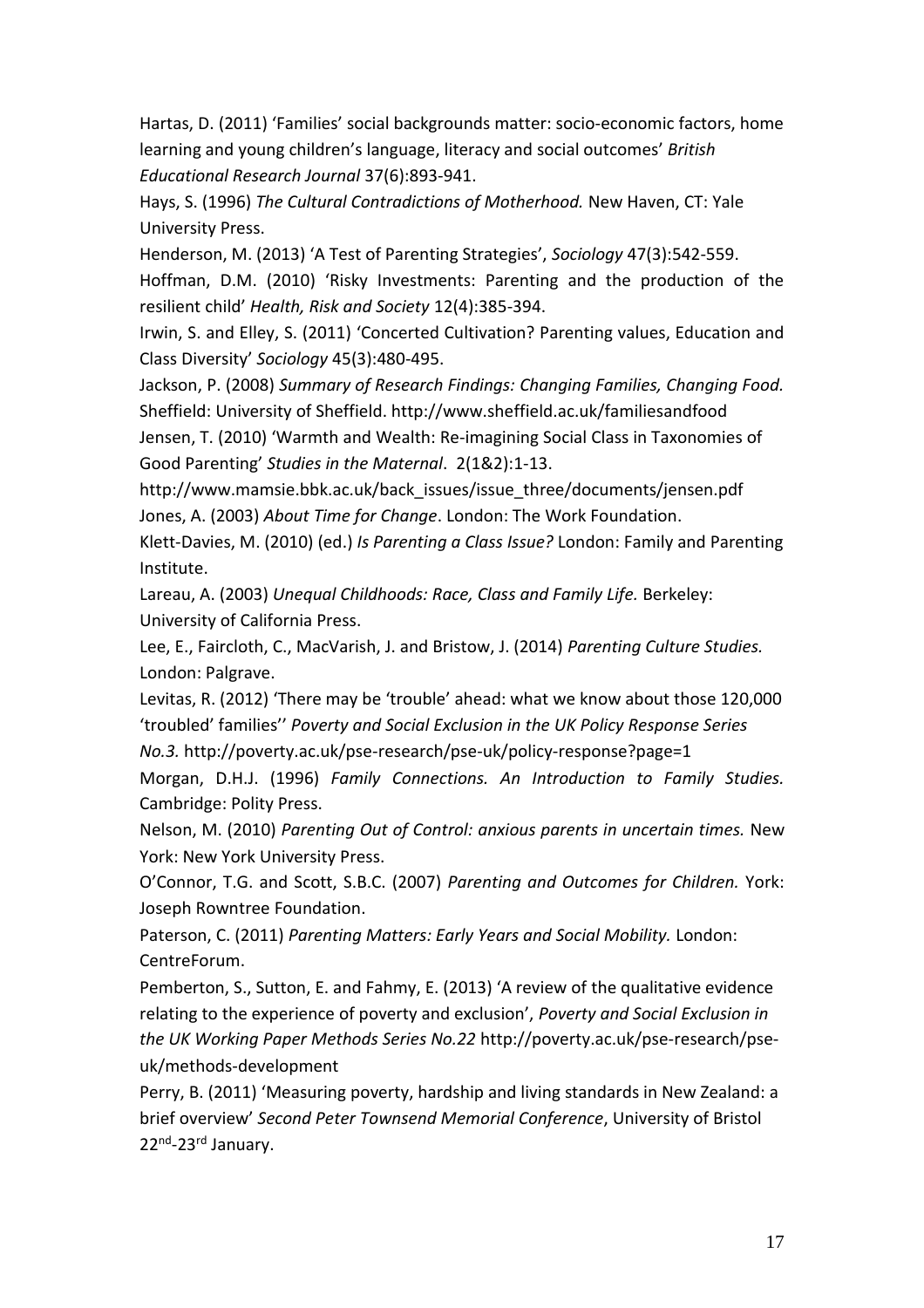Hartas, D. (2011) 'Families' social backgrounds matter: socio-economic factors, home learning and young children's language, literacy and social outcomes' *British Educational Research Journal* 37(6):893-941.

Hays, S. (1996) *The Cultural Contradictions of Motherhood.* New Haven, CT: Yale University Press.

Henderson, M. (2013) 'A Test of Parenting Strategies', *Sociology* 47(3):542-559.

Hoffman, D.M. (2010) 'Risky Investments: Parenting and the production of the resilient child' *Health, Risk and Society* 12(4):385-394.

Irwin, S. and Elley, S. (2011) 'Concerted Cultivation? Parenting values, Education and Class Diversity' *Sociology* 45(3):480-495.

Jackson, P. (2008) *Summary of Research Findings: Changing Families, Changing Food.* Sheffield: University of Sheffield. http://www.sheffield.ac.uk/familiesandfood

Jensen, T. (2010) 'Warmth and Wealth: Re-imagining Social Class in Taxonomies of Good Parenting' *Studies in the Maternal*. 2(1&2):1-13. http://www.mamsie.bbk.ac.uk/back_issues/issue_three/documents/jensen.pdf

Jones, A. (2003) *About Time for Change*. London: The Work Foundation.

Klett-Davies, M. (2010) (ed.) *Is Parenting a Class Issue?* London: Family and Parenting Institute.

Lareau, A. (2003) *Unequal Childhoods: Race, Class and Family Life.* Berkeley: University of California Press.

Lee, E., Faircloth, C., MacVarish, J. and Bristow, J. (2014) *Parenting Culture Studies.* London: Palgrave.

Levitas, R. (2012) 'There may be 'trouble' ahead: what we know about those 120,000 'troubled' families'' *Poverty and Social Exclusion in the UK Policy Response Series No.3.* http://poverty.ac.uk/pse-research/pse-uk/policy-response?page=1

Morgan, D.H.J. (1996) *Family Connections. An Introduction to Family Studies.* Cambridge: Polity Press.

Nelson, M. (2010) *Parenting Out of Control: anxious parents in uncertain times.* New York: New York University Press.

O'Connor, T.G. and Scott, S.B.C. (2007) *Parenting and Outcomes for Children.* York: Joseph Rowntree Foundation.

Paterson, C. (2011) *Parenting Matters: Early Years and Social Mobility.* London: CentreForum.

Pemberton, S., Sutton, E. and Fahmy, E. (2013) 'A review of the qualitative evidence relating to the experience of poverty and exclusion', *Poverty and Social Exclusion in the UK Working Paper Methods Series No.22* http://poverty.ac.uk/pse-research/pse-uk/methods-development

Perry, B. (2011) 'Measuring poverty, hardship and living standards in New Zealand: a brief overview' *Second Peter Townsend Memorial Conference*, University of Bristol 22nd-23rd January.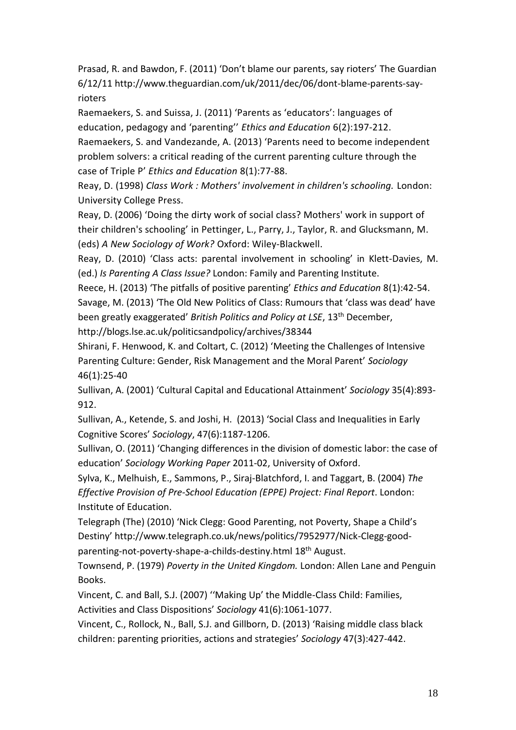Prasad, R. and Bawdon, F. (2011) 'Don't blame our parents, say rioters' The Guardian 6/12/11 http://www.theguardian.com/uk/2011/dec/06/dont-blame-parents-say-rioters

Raemaekers, S. and Suissa, J. (2011) 'Parents as 'educators': languages of education, pedagogy and 'parenting'' *Ethics and Education* 6(2):197-212.

Raemaekers, S. and Vandezande, A. (2013) 'Parents need to become independent problem solvers: a critical reading of the current parenting culture through the case of Triple P' *Ethics and Education* 8(1):77-88.

Reay, D. (1998) *Class Work : Mothers' involvement in children's schooling.* London: University College Press.

Reay, D. (2006) 'Doing the dirty work of social class? Mothers' work in support of their children's schooling' in Pettinger, L., Parry, J., Taylor, R. and Glucksmann, M. (eds) *A New Sociology of Work?* Oxford: Wiley-Blackwell.

Reay, D. (2010) 'Class acts: parental involvement in schooling' in Klett-Davies, M. (ed.) *Is Parenting A Class Issue?* London: Family and Parenting Institute.

Reece, H. (2013) 'The pitfalls of positive parenting' *Ethics and Education* 8(1):42-54.

Savage, M. (2013) 'The Old New Politics of Class: Rumours that 'class was dead' have been greatly exaggerated' *British Politics and Policy at LSE*, 13th December, http://blogs.lse.ac.uk/politicsandpolicy/archives/38344

Shirani, F. Henwood, K. and Coltart, C. (2012) 'Meeting the Challenges of Intensive Parenting Culture: Gender, Risk Management and the Moral Parent' *Sociology* 46(1):25-40

Sullivan, A. (2001) 'Cultural Capital and Educational Attainment' *Sociology* 35(4):893-912.

Sullivan, A., Ketende, S. and Joshi, H. (2013) 'Social Class and Inequalities in Early Cognitive Scores' *Sociology*, 47(6):1187-1206.

Sullivan, O. (2011) 'Changing differences in the division of domestic labor: the case of education' *Sociology Working Paper* 2011-02, University of Oxford.

Sylva, K., Melhuish, E., Sammons, P., Siraj-Blatchford, I. and Taggart, B. (2004) *The Effective Provision of Pre-School Education (EPPE) Project: Final Report*. London: Institute of Education.

Telegraph (The) (2010) 'Nick Clegg: Good Parenting, not Poverty, Shape a Child's Destiny' http://www.telegraph.co.uk/news/politics/7952977/Nick-Clegg-good-parenting-not-poverty-shape-a-childs-destiny.html 18th August.

Townsend, P. (1979) *Poverty in the United Kingdom.* London: Allen Lane and Penguin Books.

Vincent, C. and Ball, S.J. (2007) ''Making Up' the Middle-Class Child: Families, Activities and Class Dispositions' *Sociology* 41(6):1061-1077.

Vincent, C., Rollock, N., Ball, S.J. and Gillborn, D. (2013) 'Raising middle class black children: parenting priorities, actions and strategies' *Sociology* 47(3):427-442.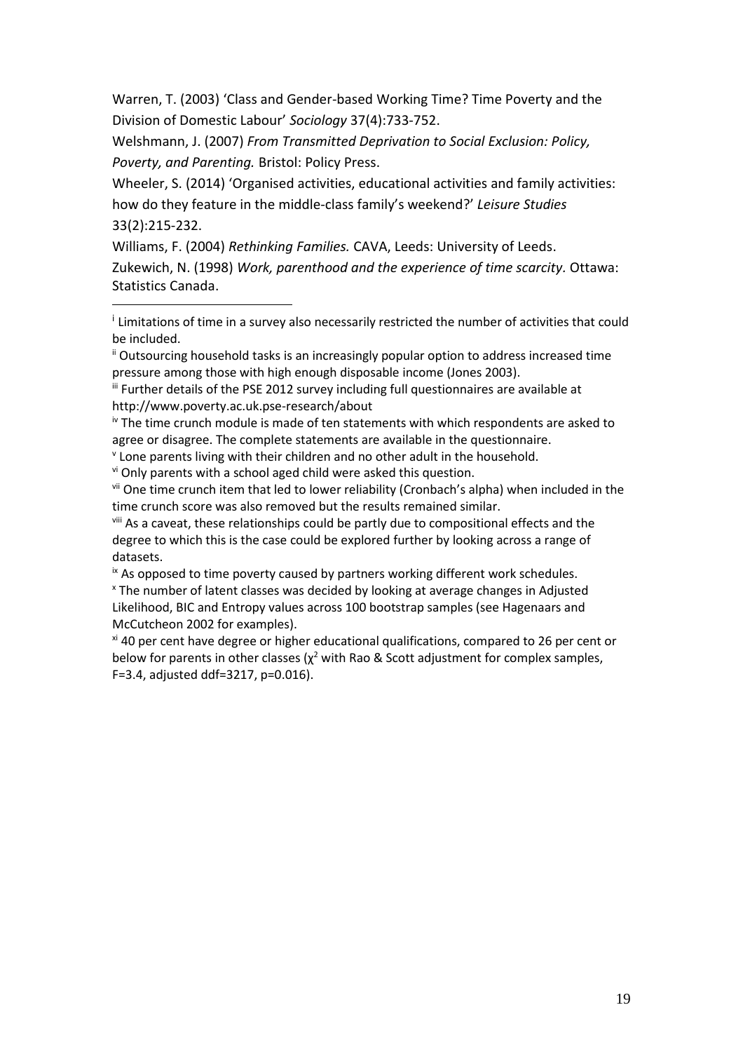Warren, T. (2003) 'Class and Gender-based Working Time? Time Poverty and the Division of Domestic Labour' *Sociology* 37(4):733-752.

Welshmann, J. (2007) *From Transmitted Deprivation to Social Exclusion: Policy, Poverty, and Parenting.* Bristol: Policy Press.

Wheeler, S. (2014) 'Organised activities, educational activities and family activities: how do they feature in the middle-class family's weekend?' *Leisure Studies* 33(2):215-232.

Williams, F. (2004) *Rethinking Families.* CAVA, Leeds: University of Leeds.

Zukewich, N. (1998) *Work, parenthood and the experience of time scarcity*. Ottawa: Statistics Canada.

---

[i] Limitations of time in a survey also necessarily restricted the number of activities that could be included.

[ii] Outsourcing household tasks is an increasingly popular option to address increased time pressure among those with high enough disposable income (Jones 2003).

[iii] Further details of the PSE 2012 survey including full questionnaires are available at http://www.poverty.ac.uk.pse-research/about

[iv] The time crunch module is made of ten statements with which respondents are asked to agree or disagree. The complete statements are available in the questionnaire.

[v] Lone parents living with their children and no other adult in the household.

[vi] Only parents with a school aged child were asked this question.

[vii] One time crunch item that led to lower reliability (Cronbach's alpha) when included in the time crunch score was also removed but the results remained similar.

[viii] As a caveat, these relationships could be partly due to compositional effects and the degree to which this is the case could be explored further by looking across a range of datasets.

[ix] As opposed to time poverty caused by partners working different work schedules.

[x] The number of latent classes was decided by looking at average changes in Adjusted Likelihood, BIC and Entropy values across 100 bootstrap samples (see Hagenaars and McCutcheon 2002 for examples).

[xi] 40 per cent have degree or higher educational qualifications, compared to 26 per cent or below for parents in other classes ($\chi^2$ with Rao & Scott adjustment for complex samples, $F=3.4$, adjusted ddf=3217, $p=0.016$).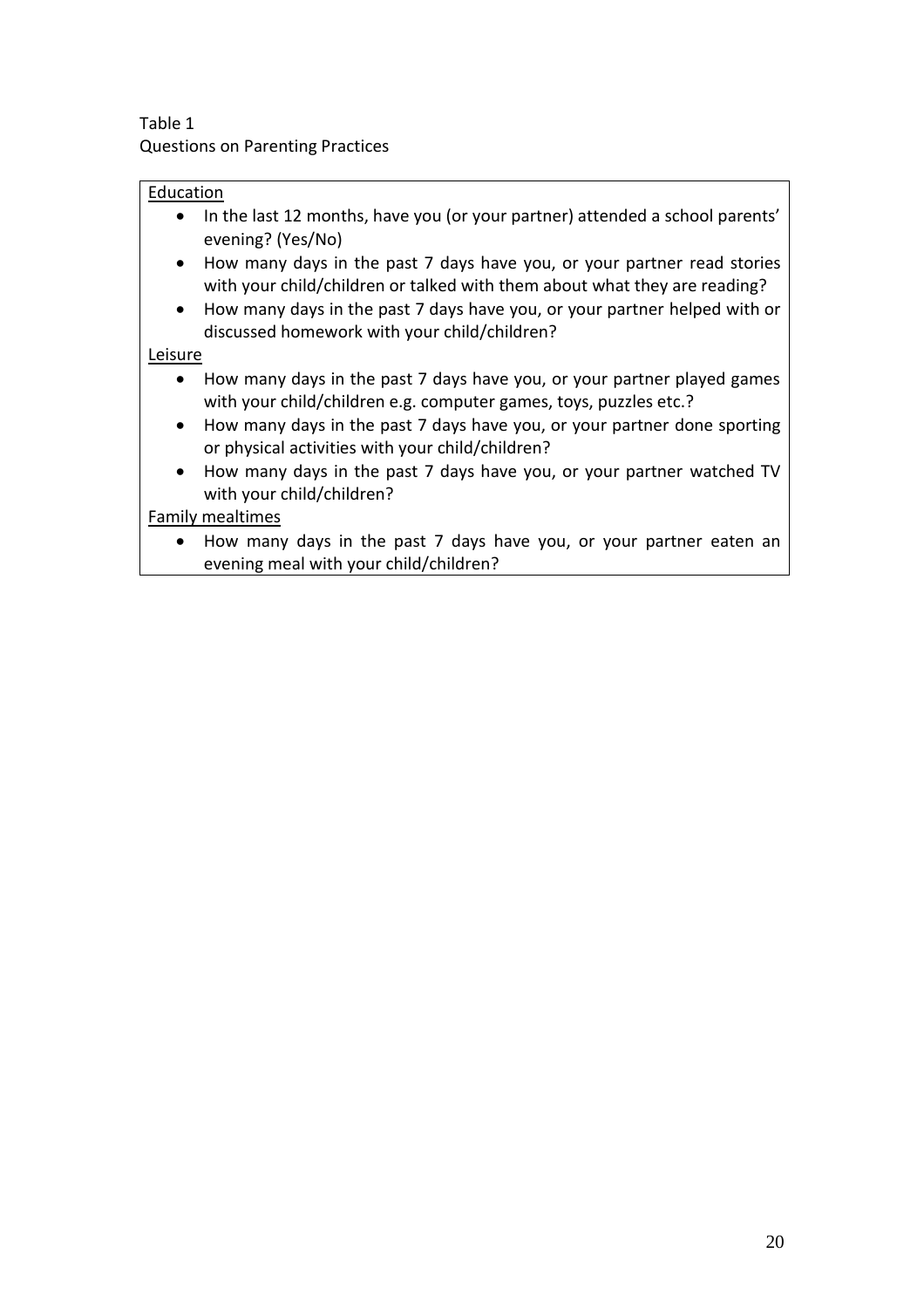Table 1
Questions on Parenting Practices

<u>Education</u>

- In the last 12 months, have you (or your partner) attended a school parents' evening? (Yes/No)
- How many days in the past 7 days have you, or your partner read stories with your child/children or talked with them about what they are reading?
- How many days in the past 7 days have you, or your partner helped with or discussed homework with your child/children?

<u>Leisure</u>

- How many days in the past 7 days have you, or your partner played games with your child/children e.g. computer games, toys, puzzles etc.?
- How many days in the past 7 days have you, or your partner done sporting or physical activities with your child/children?
- How many days in the past 7 days have you, or your partner watched TV with your child/children?

<u>Family mealtimes</u>

- How many days in the past 7 days have you, or your partner eaten an evening meal with your child/children?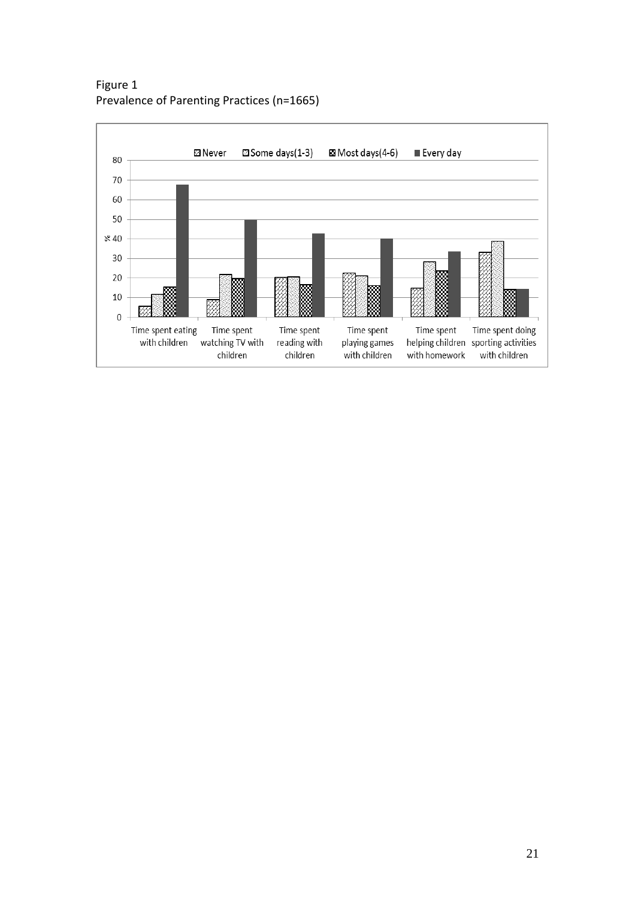Figure 1
Prevalence of Parenting Practices (n=1665)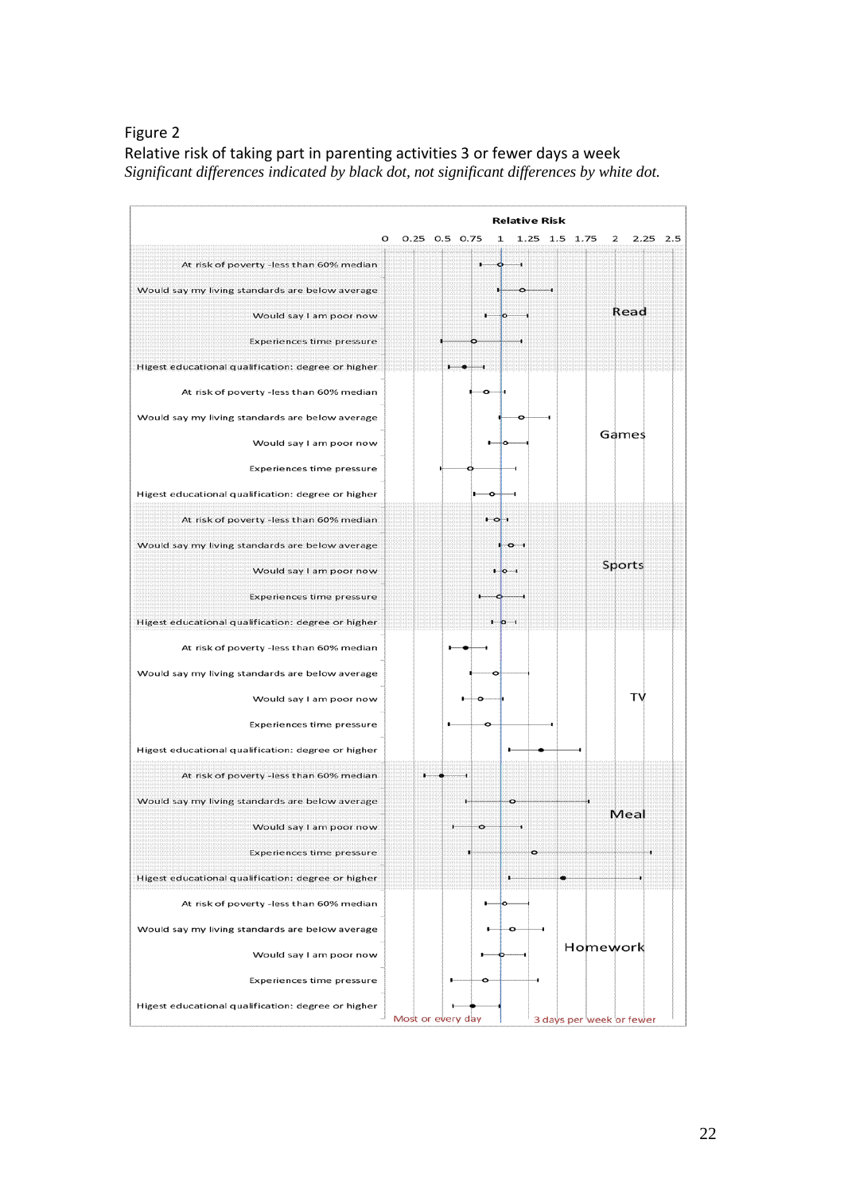Figure 2

Relative risk of taking part in parenting activities 3 or fewer days a week

*Significant differences indicated by black dot, not significant differences by white dot.*

Relative Risk

0 0.25 0.5 0.75 1 1.25 1.5 1.75 2 2.25 2.5

**Read**
- At risk of poverty -less than 60% median
- Would say my living standards are below average
- Would say I am poor now
- Experiences time pressure
- Higest educational qualification: degree or higher

**Games**
- At risk of poverty -less than 60% median
- Would say my living standards are below average
- Would say I am poor now
- Experiences time pressure
- Higest educational qualification: degree or higher

**Sports**
- At risk of poverty -less than 60% median
- Would say my living standards are below average
- Would say I am poor now
- Experiences time pressure
- Higest educational qualification: degree or higher

**TV**
- At risk of poverty -less than 60% median
- Would say my living standards are below average
- Would say I am poor now
- Experiences time pressure
- Higest educational qualification: degree or higher

**Meal**
- At risk of poverty -less than 60% median
- Would say my living standards are below average
- Would say I am poor now
- Experiences time pressure
- Higest educational qualification: degree or higher

**Homework**
- At risk of poverty -less than 60% median
- Would say my living standards are below average
- Would say I am poor now
- Experiences time pressure
- Higest educational qualification: degree or higher

Most or every day — 3 days per week or fewer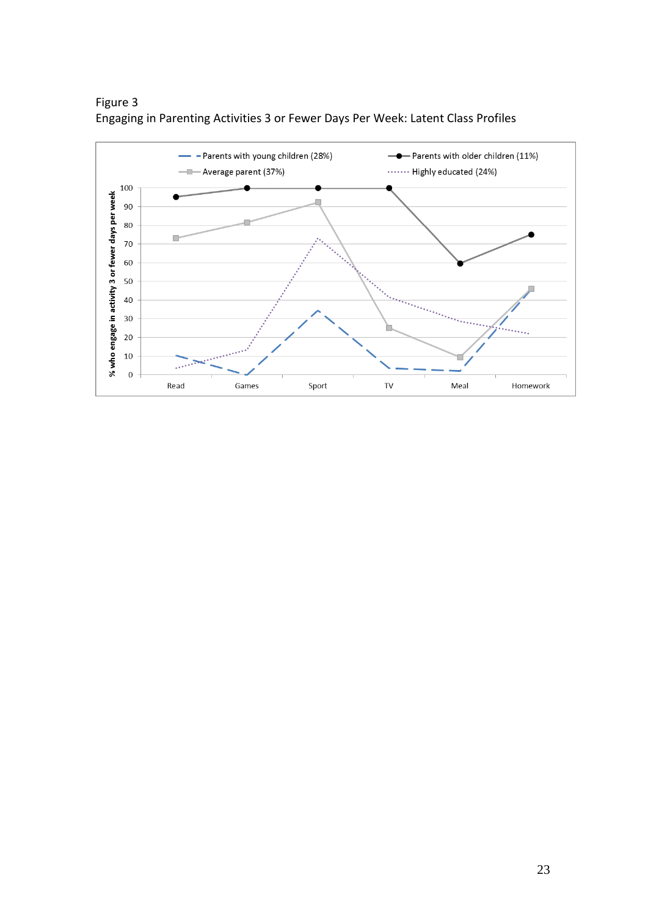Figure 3

Engaging in Parenting Activities 3 or Fewer Days Per Week: Latent Class Profiles

Parents with young children (28%)
Parents with older children (11%)
Average parent (37%)
Highly educated (24%)

% who engage in activity 3 or fewer days per week

100
90
80
70
60
50
40
30
20
10
0

Read
Games
Sport
TV
Meal
Homework